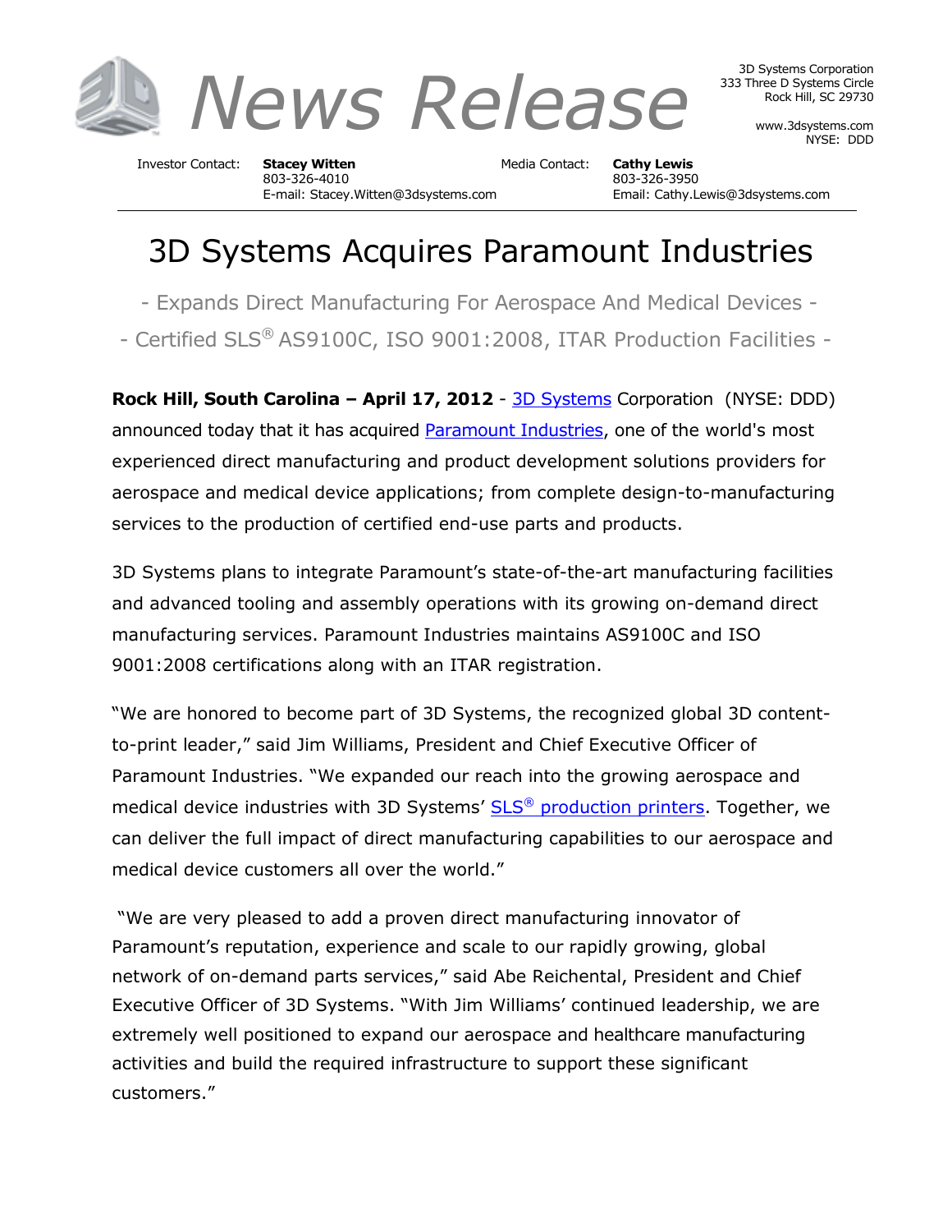# News Release

3D Systems Corporation
333 Three D Systems Circle
Rock Hill, SC 29730

www.3dsystems.com
NYSE: DDD

Investor Contact: **Stacey Witten**
803-326-4010
E-mail: Stacey.Witten@3dsystems.com

Media Contact: **Cathy Lewis**
803-326-3950
Email: Cathy.Lewis@3dsystems.com

# 3D Systems Acquires Paramount Industries

## - Expands Direct Manufacturing For Aerospace And Medical Devices -

## - Certified SLS® AS9100C, ISO 9001:2008, ITAR Production Facilities -

**Rock Hill, South Carolina – April 17, 2012** - 3D Systems Corporation (NYSE: DDD) announced today that it has acquired Paramount Industries, one of the world's most experienced direct manufacturing and product development solutions providers for aerospace and medical device applications; from complete design-to-manufacturing services to the production of certified end-use parts and products.

3D Systems plans to integrate Paramount's state-of-the-art manufacturing facilities and advanced tooling and assembly operations with its growing on-demand direct manufacturing services. Paramount Industries maintains AS9100C and ISO 9001:2008 certifications along with an ITAR registration.

"We are honored to become part of 3D Systems, the recognized global 3D content-to-print leader," said Jim Williams, President and Chief Executive Officer of Paramount Industries. "We expanded our reach into the growing aerospace and medical device industries with 3D Systems' SLS® production printers. Together, we can deliver the full impact of direct manufacturing capabilities to our aerospace and medical device customers all over the world."

"We are very pleased to add a proven direct manufacturing innovator of Paramount's reputation, experience and scale to our rapidly growing, global network of on-demand parts services," said Abe Reichental, President and Chief Executive Officer of 3D Systems. "With Jim Williams' continued leadership, we are extremely well positioned to expand our aerospace and healthcare manufacturing activities and build the required infrastructure to support these significant customers."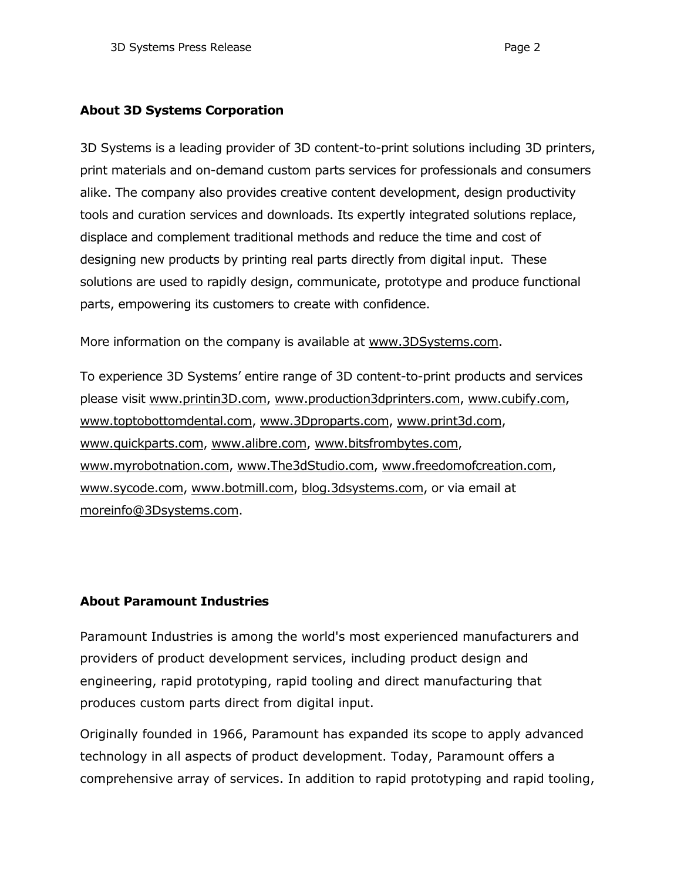**About 3D Systems Corporation**

3D Systems is a leading provider of 3D content-to-print solutions including 3D printers, print materials and on-demand custom parts services for professionals and consumers alike. The company also provides creative content development, design productivity tools and curation services and downloads. Its expertly integrated solutions replace, displace and complement traditional methods and reduce the time and cost of designing new products by printing real parts directly from digital input. These solutions are used to rapidly design, communicate, prototype and produce functional parts, empowering its customers to create with confidence.

More information on the company is available at www.3DSystems.com.

To experience 3D Systems' entire range of 3D content-to-print products and services please visit www.printin3D.com, www.production3dprinters.com, www.cubify.com, www.toptobottomdental.com, www.3Dproparts.com, www.print3d.com, www.quickparts.com, www.alibre.com, www.bitsfrombytes.com, www.myrobotnation.com, www.The3dStudio.com, www.freedomofcreation.com, www.sycode.com, www.botmill.com, blog.3dsystems.com, or via email at moreinfo@3Dsystems.com.

**About Paramount Industries**

Paramount Industries is among the world's most experienced manufacturers and providers of product development services, including product design and engineering, rapid prototyping, rapid tooling and direct manufacturing that produces custom parts direct from digital input.

Originally founded in 1966, Paramount has expanded its scope to apply advanced technology in all aspects of product development. Today, Paramount offers a comprehensive array of services. In addition to rapid prototyping and rapid tooling,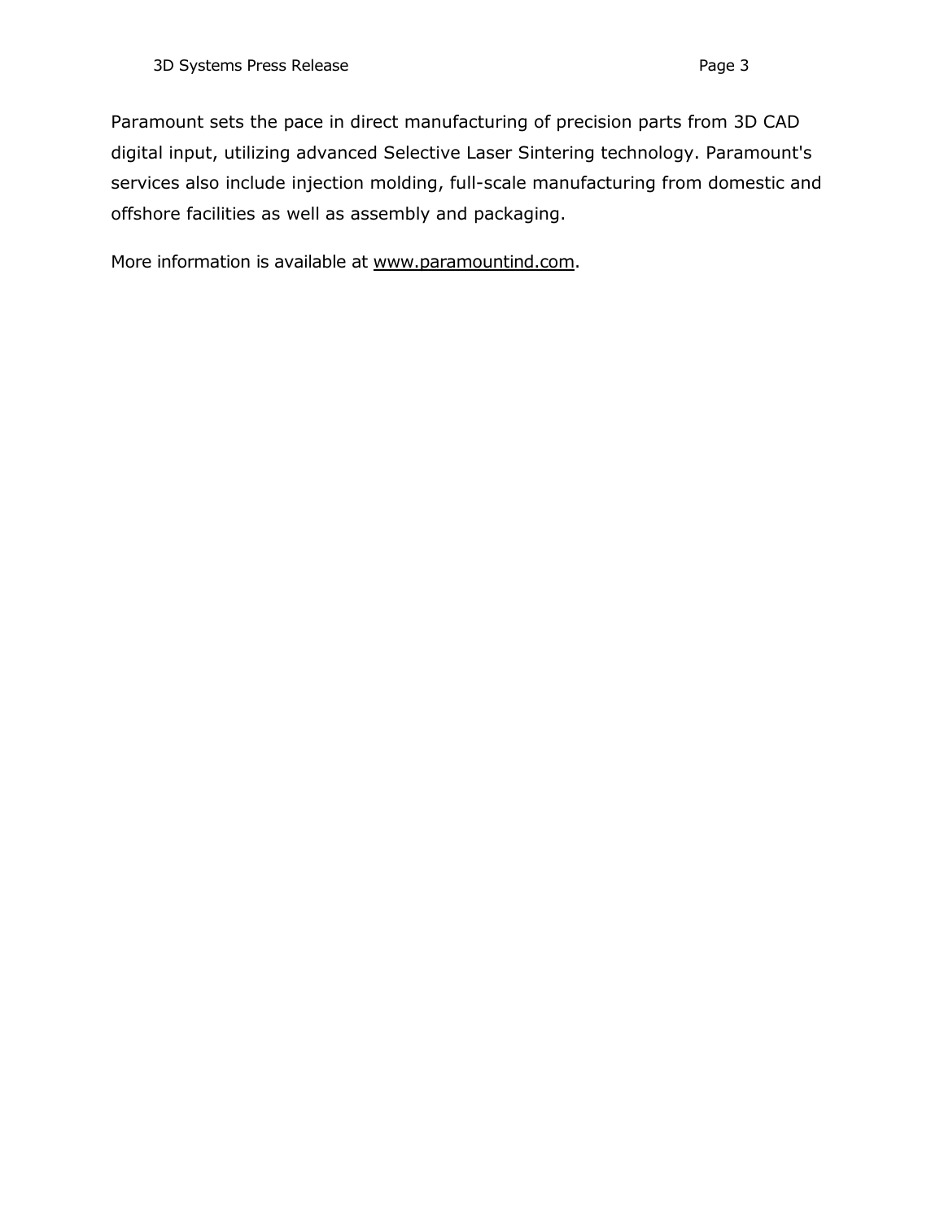Paramount sets the pace in direct manufacturing of precision parts from 3D CAD digital input, utilizing advanced Selective Laser Sintering technology. Paramount's services also include injection molding, full-scale manufacturing from domestic and offshore facilities as well as assembly and packaging.

More information is available at www.paramountind.com.